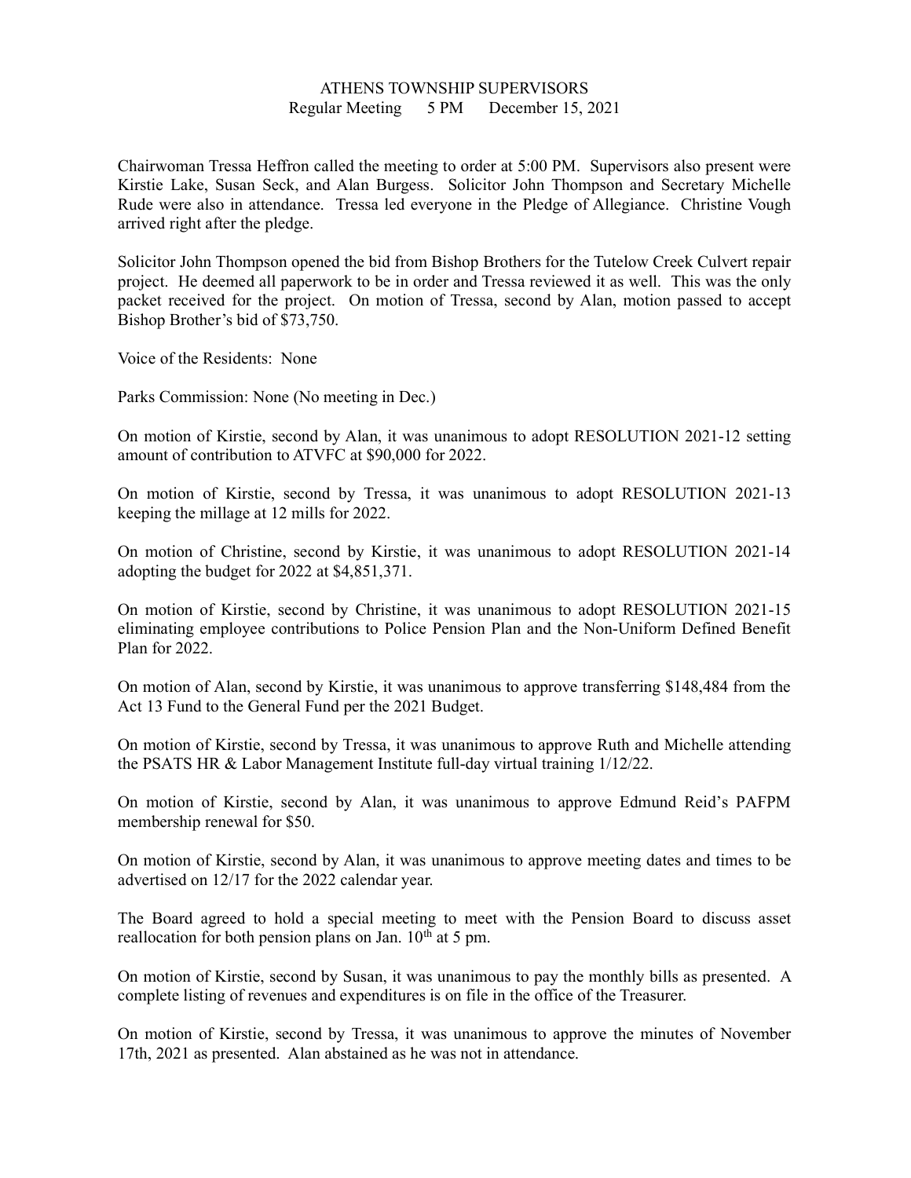# ATHENS TOWNSHIP SUPERVISORS

Regular Meeting 5 PM December 15, 2021

Chairwoman Tressa Heffron called the meeting to order at 5:00 PM. Supervisors also present were Kirstie Lake, Susan Seck, and Alan Burgess. Solicitor John Thompson and Secretary Michelle Rude were also in attendance. Tressa led everyone in the Pledge of Allegiance. Christine Vough arrived right after the pledge.

Solicitor John Thompson opened the bid from Bishop Brothers for the Tutelow Creek Culvert repair project. He deemed all paperwork to be in order and Tressa reviewed it as well. This was the only packet received for the project. On motion of Tressa, second by Alan, motion passed to accept Bishop Brother's bid of $73,750.

Voice of the Residents: None

Parks Commission: None (No meeting in Dec.)

On motion of Kirstie, second by Alan, it was unanimous to adopt RESOLUTION 2021-12 setting amount of contribution to ATVFC at $90,000 for 2022.

On motion of Kirstie, second by Tressa, it was unanimous to adopt RESOLUTION 2021-13 keeping the millage at 12 mills for 2022.

On motion of Christine, second by Kirstie, it was unanimous to adopt RESOLUTION 2021-14 adopting the budget for 2022 at $4,851,371.

On motion of Kirstie, second by Christine, it was unanimous to adopt RESOLUTION 2021-15 eliminating employee contributions to Police Pension Plan and the Non-Uniform Defined Benefit Plan for 2022.

On motion of Alan, second by Kirstie, it was unanimous to approve transferring $148,484 from the Act 13 Fund to the General Fund per the 2021 Budget.

On motion of Kirstie, second by Tressa, it was unanimous to approve Ruth and Michelle attending the PSATS HR & Labor Management Institute full-day virtual training 1/12/22.

On motion of Kirstie, second by Alan, it was unanimous to approve Edmund Reid's PAFPM membership renewal for $50.

On motion of Kirstie, second by Alan, it was unanimous to approve meeting dates and times to be advertised on 12/17 for the 2022 calendar year.

The Board agreed to hold a special meeting to meet with the Pension Board to discuss asset reallocation for both pension plans on Jan. 10th at 5 pm.

On motion of Kirstie, second by Susan, it was unanimous to pay the monthly bills as presented. A complete listing of revenues and expenditures is on file in the office of the Treasurer.

On motion of Kirstie, second by Tressa, it was unanimous to approve the minutes of November 17th, 2021 as presented. Alan abstained as he was not in attendance.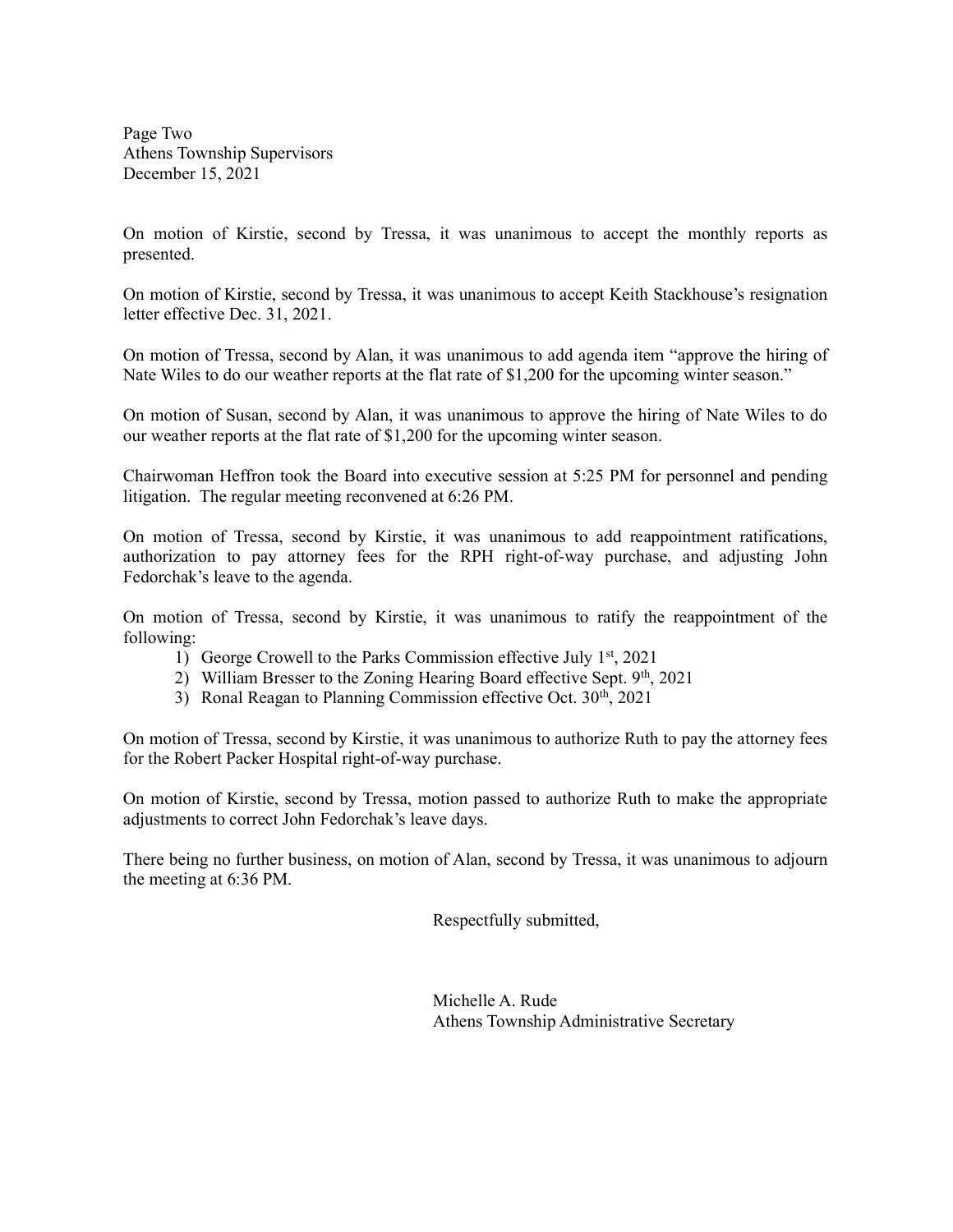On motion of Kirstie, second by Tressa, it was unanimous to accept the monthly reports as presented.

On motion of Kirstie, second by Tressa, it was unanimous to accept Keith Stackhouse's resignation letter effective Dec. 31, 2021.

On motion of Tressa, second by Alan, it was unanimous to add agenda item "approve the hiring of Nate Wiles to do our weather reports at the flat rate of $1,200 for the upcoming winter season."

On motion of Susan, second by Alan, it was unanimous to approve the hiring of Nate Wiles to do our weather reports at the flat rate of $1,200 for the upcoming winter season.

Chairwoman Heffron took the Board into executive session at 5:25 PM for personnel and pending litigation. The regular meeting reconvened at 6:26 PM.

On motion of Tressa, second by Kirstie, it was unanimous to add reappointment ratifications, authorization to pay attorney fees for the RPH right-of-way purchase, and adjusting John Fedorchak's leave to the agenda.

On motion of Tressa, second by Kirstie, it was unanimous to ratify the reappointment of the following:

1) George Crowell to the Parks Commission effective July 1st, 2021
2) William Bresser to the Zoning Hearing Board effective Sept. 9th, 2021
3) Ronal Reagan to Planning Commission effective Oct. 30th, 2021

On motion of Tressa, second by Kirstie, it was unanimous to authorize Ruth to pay the attorney fees for the Robert Packer Hospital right-of-way purchase.

On motion of Kirstie, second by Tressa, motion passed to authorize Ruth to make the appropriate adjustments to correct John Fedorchak's leave days.

There being no further business, on motion of Alan, second by Tressa, it was unanimous to adjourn the meeting at 6:36 PM.

Respectfully submitted,

Michelle A. Rude
Athens Township Administrative Secretary